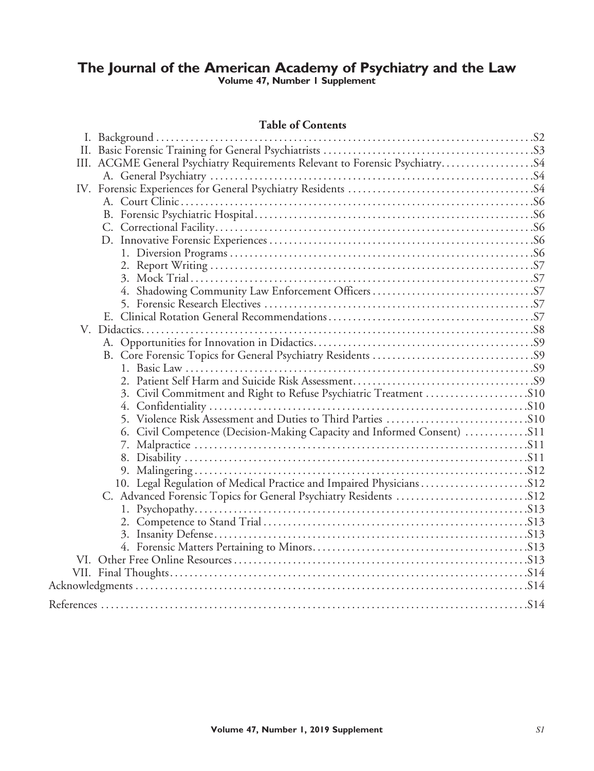# The Journal of the American Academy of Psychiatry and the Law

**Volume 47, Number 1 Supplement**

## Table of Contents

- I. Background ........ S2
- II. Basic Forensic Training for General Psychiatrists ........ S3
- III. ACGME General Psychiatry Requirements Relevant to Forensic Psychiatry ........ S4
  - A. General Psychiatry ........ S4
- IV. Forensic Experiences for General Psychiatry Residents ........ S4
  - A. Court Clinic ........ S6
  - B. Forensic Psychiatric Hospital ........ S6
  - C. Correctional Facility ........ S6
  - D. Innovative Forensic Experiences ........ S6
    1. Diversion Programs ........ S6
    2. Report Writing ........ S7
    3. Mock Trial ........ S7
    4. Shadowing Community Law Enforcement Officers ........ S7
    5. Forensic Research Electives ........ S7
  - E. Clinical Rotation General Recommendations ........ S7
- V. Didactics ........ S8
  - A. Opportunities for Innovation in Didactics ........ S9
  - B. Core Forensic Topics for General Psychiatry Residents ........ S9
    1. Basic Law ........ S9
    2. Patient Self Harm and Suicide Risk Assessment ........ S9
    3. Civil Commitment and Right to Refuse Psychiatric Treatment ........ S10
    4. Confidentiality ........ S10
    5. Violence Risk Assessment and Duties to Third Parties ........ S10
    6. Civil Competence (Decision-Making Capacity and Informed Consent) ........ S11
    7. Malpractice ........ S11
    8. Disability ........ S11
    9. Malingering ........ S12
    10. Legal Regulation of Medical Practice and Impaired Physicians ........ S12
  - C. Advanced Forensic Topics for General Psychiatry Residents ........ S12
    1. Psychopathy ........ S13
    2. Competence to Stand Trial ........ S13
    3. Insanity Defense ........ S13
    4. Forensic Matters Pertaining to Minors ........ S13
- VI. Other Free Online Resources ........ S13
- VII. Final Thoughts ........ S14

Acknowledgments ........ S14

References ........ S14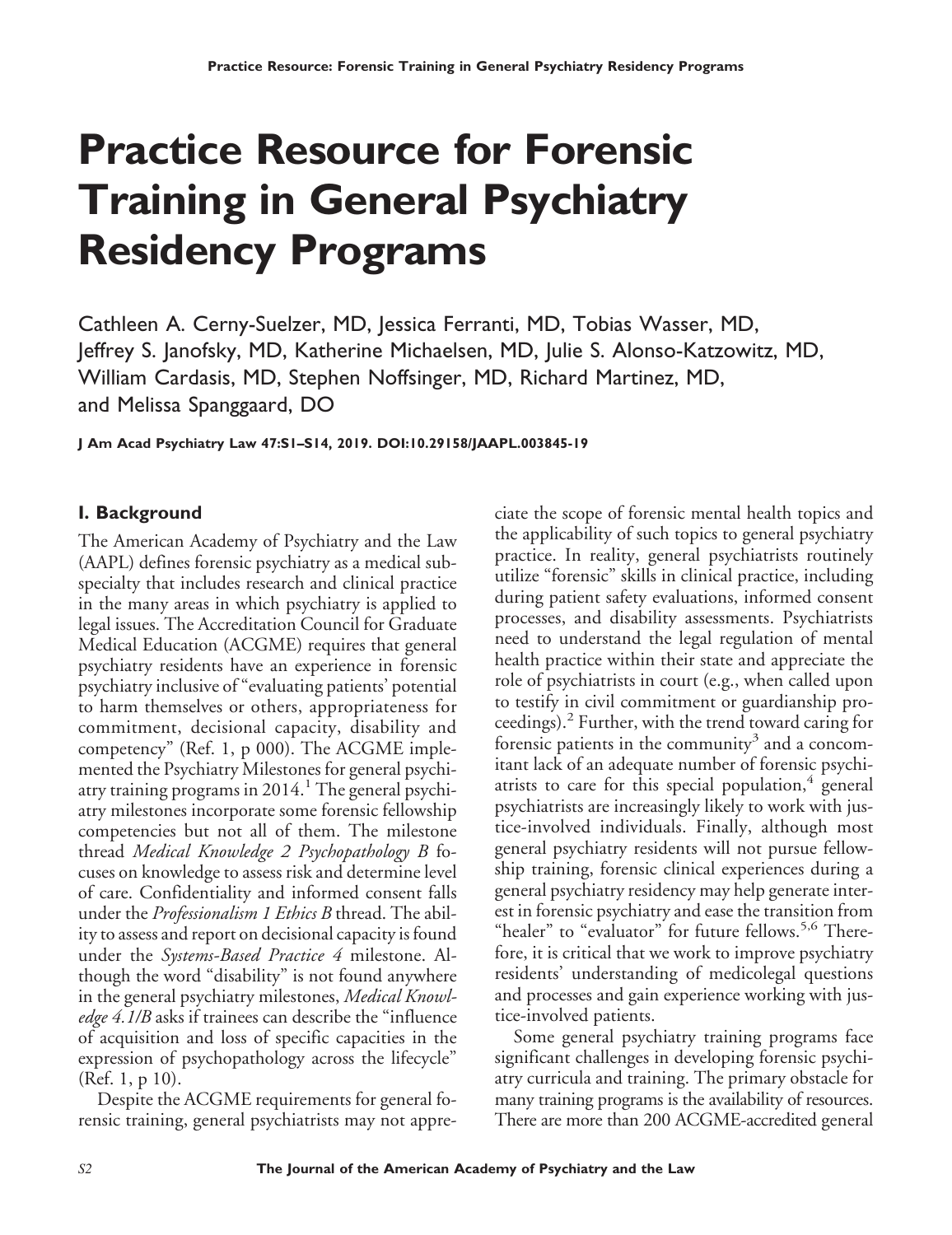# Practice Resource for Forensic Training in General Psychiatry Residency Programs

Cathleen A. Cerny-Suelzer, MD, Jessica Ferranti, MD, Tobias Wasser, MD, Jeffrey S. Janofsky, MD, Katherine Michaelsen, MD, Julie S. Alonso-Katzowitz, MD, William Cardasis, MD, Stephen Noffsinger, MD, Richard Martinez, MD, and Melissa Spanggaard, DO

**J Am Acad Psychiatry Law 47:S1–S14, 2019. DOI:10.29158/JAAPL.003845-19**

## I. Background

The American Academy of Psychiatry and the Law (AAPL) defines forensic psychiatry as a medical subspecialty that includes research and clinical practice in the many areas in which psychiatry is applied to legal issues. The Accreditation Council for Graduate Medical Education (ACGME) requires that general psychiatry residents have an experience in forensic psychiatry inclusive of "evaluating patients' potential to harm themselves or others, appropriateness for commitment, decisional capacity, disability and competency" (Ref. 1, p 000). The ACGME implemented the Psychiatry Milestones for general psychiatry training programs in 2014.[1] The general psychiatry milestones incorporate some forensic fellowship competencies but not all of them. The milestone thread *Medical Knowledge 2 Psychopathology B* focuses on knowledge to assess risk and determine level of care. Confidentiality and informed consent falls under the *Professionalism 1 Ethics B* thread. The ability to assess and report on decisional capacity is found under the *Systems-Based Practice 4* milestone. Although the word "disability" is not found anywhere in the general psychiatry milestones, *Medical Knowledge 4.1/B* asks if trainees can describe the "influence of acquisition and loss of specific capacities in the expression of psychopathology across the lifecycle" (Ref. 1, p 10).

Despite the ACGME requirements for general forensic training, general psychiatrists may not appreciate the scope of forensic mental health topics and the applicability of such topics to general psychiatry practice. In reality, general psychiatrists routinely utilize "forensic" skills in clinical practice, including during patient safety evaluations, informed consent processes, and disability assessments. Psychiatrists need to understand the legal regulation of mental health practice within their state and appreciate the role of psychiatrists in court (e.g., when called upon to testify in civil commitment or guardianship proceedings).[2] Further, with the trend toward caring for forensic patients in the community[3] and a concomitant lack of an adequate number of forensic psychiatrists to care for this special population,[4] general psychiatrists are increasingly likely to work with justice-involved individuals. Finally, although most general psychiatry residents will not pursue fellowship training, forensic clinical experiences during a general psychiatry residency may help generate interest in forensic psychiatry and ease the transition from "healer" to "evaluator" for future fellows.[5,6] Therefore, it is critical that we work to improve psychiatry residents' understanding of medicolegal questions and processes and gain experience working with justice-involved patients.

Some general psychiatry training programs face significant challenges in developing forensic psychiatry curricula and training. The primary obstacle for many training programs is the availability of resources. There are more than 200 ACGME-accredited general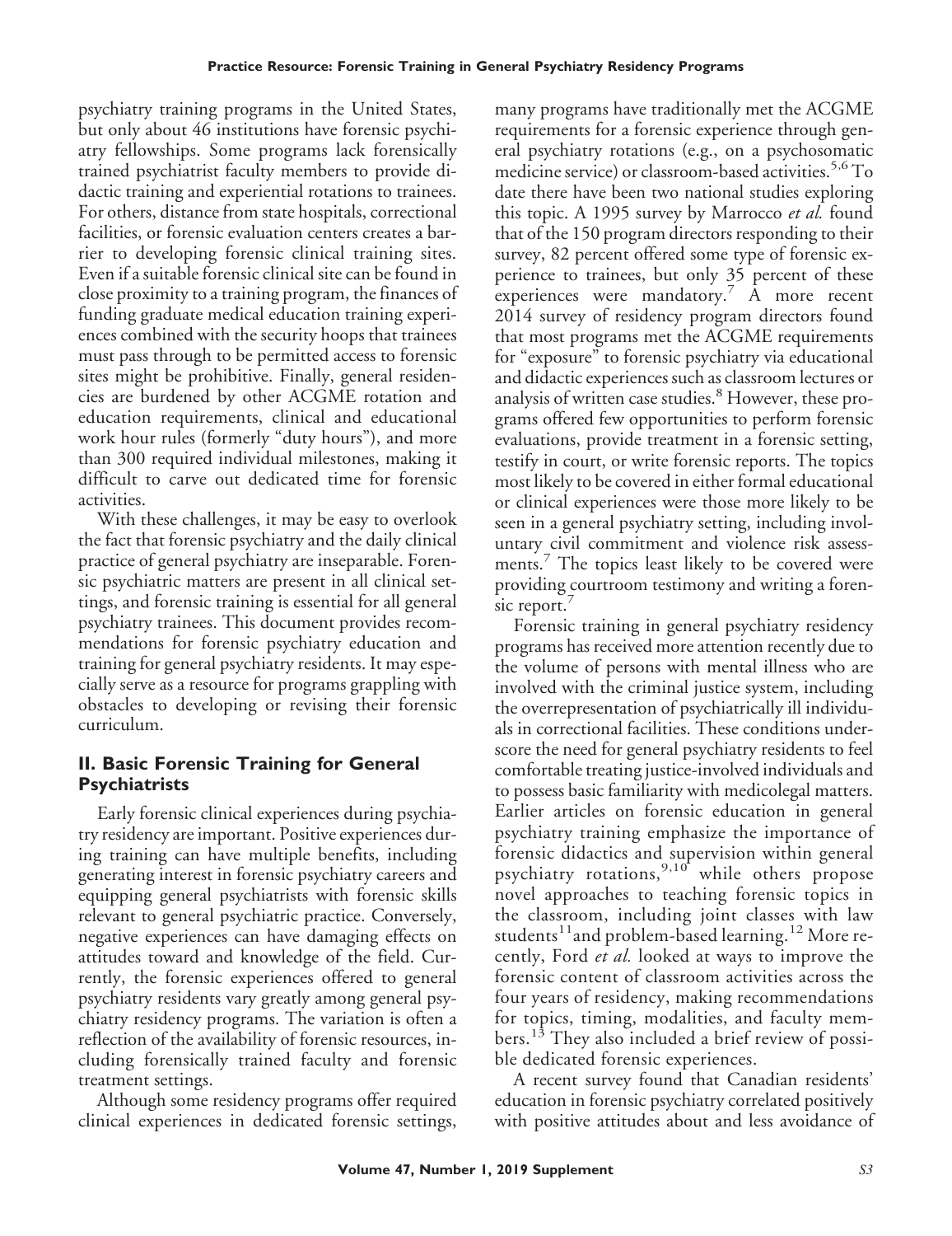psychiatry training programs in the United States, but only about 46 institutions have forensic psychiatry fellowships. Some programs lack forensically trained psychiatrist faculty members to provide didactic training and experiential rotations to trainees. For others, distance from state hospitals, correctional facilities, or forensic evaluation centers creates a barrier to developing forensic clinical training sites. Even if a suitable forensic clinical site can be found in close proximity to a training program, the finances of funding graduate medical education training experiences combined with the security hoops that trainees must pass through to be permitted access to forensic sites might be prohibitive. Finally, general residencies are burdened by other ACGME rotation and education requirements, clinical and educational work hour rules (formerly "duty hours"), and more than 300 required individual milestones, making it difficult to carve out dedicated time for forensic activities.

With these challenges, it may be easy to overlook the fact that forensic psychiatry and the daily clinical practice of general psychiatry are inseparable. Forensic psychiatric matters are present in all clinical settings, and forensic training is essential for all general psychiatry trainees. This document provides recommendations for forensic psychiatry education and training for general psychiatry residents. It may especially serve as a resource for programs grappling with obstacles to developing or revising their forensic curriculum.

## II. Basic Forensic Training for General Psychiatrists

Early forensic clinical experiences during psychiatry residency are important. Positive experiences during training can have multiple benefits, including generating interest in forensic psychiatry careers and equipping general psychiatrists with forensic skills relevant to general psychiatric practice. Conversely, negative experiences can have damaging effects on attitudes toward and knowledge of the field. Currently, the forensic experiences offered to general psychiatry residents vary greatly among general psychiatry residency programs. The variation is often a reflection of the availability of forensic resources, including forensically trained faculty and forensic treatment settings.

Although some residency programs offer required clinical experiences in dedicated forensic settings, many programs have traditionally met the ACGME requirements for a forensic experience through general psychiatry rotations (e.g., on a psychosomatic medicine service) or classroom-based activities.[5,6] To date there have been two national studies exploring this topic. A 1995 survey by Marrocco *et al.* found that of the 150 program directors responding to their survey, 82 percent offered some type of forensic experience to trainees, but only 35 percent of these experiences were mandatory.[7] A more recent 2014 survey of residency program directors found that most programs met the ACGME requirements for "exposure" to forensic psychiatry via educational and didactic experiences such as classroom lectures or analysis of written case studies.[8] However, these programs offered few opportunities to perform forensic evaluations, provide treatment in a forensic setting, testify in court, or write forensic reports. The topics most likely to be covered in either formal educational or clinical experiences were those more likely to be seen in a general psychiatry setting, including involuntary civil commitment and violence risk assessments.[7] The topics least likely to be covered were providing courtroom testimony and writing a forensic report.[7]

Forensic training in general psychiatry residency programs has received more attention recently due to the volume of persons with mental illness who are involved with the criminal justice system, including the overrepresentation of psychiatrically ill individuals in correctional facilities. These conditions underscore the need for general psychiatry residents to feel comfortable treating justice-involved individuals and to possess basic familiarity with medicolegal matters. Earlier articles on forensic education in general psychiatry training emphasize the importance of forensic didactics and supervision within general psychiatry rotations,[9,10] while others propose novel approaches to teaching forensic topics in the classroom, including joint classes with law students[11] and problem-based learning.[12] More recently, Ford *et al.* looked at ways to improve the forensic content of classroom activities across the four years of residency, making recommendations for topics, timing, modalities, and faculty members.[13] They also included a brief review of possible dedicated forensic experiences.

A recent survey found that Canadian residents' education in forensic psychiatry correlated positively with positive attitudes about and less avoidance of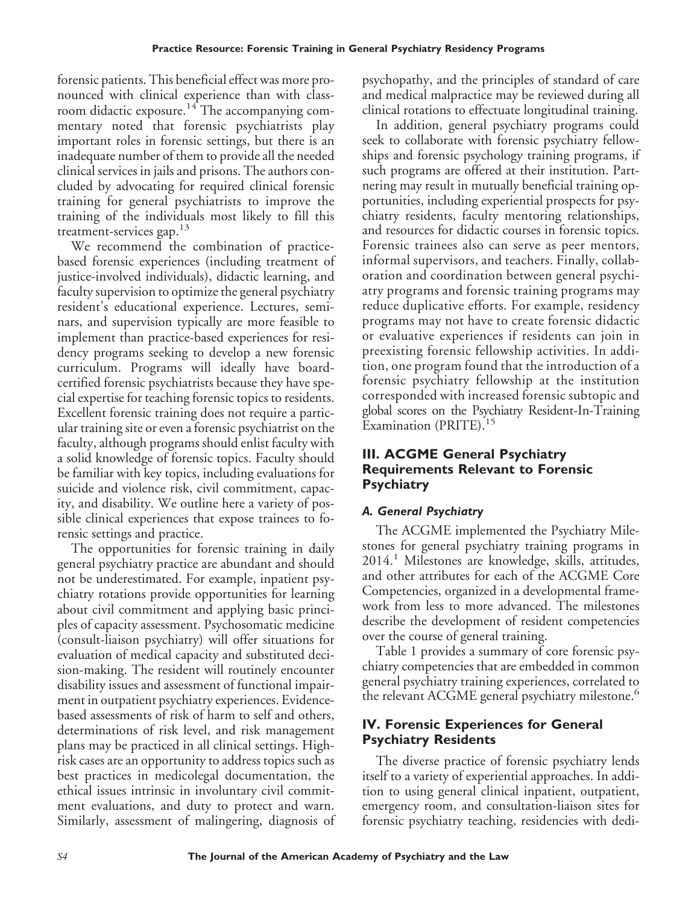forensic patients. This beneficial effect was more pronounced with clinical experience than with classroom didactic exposure.[14] The accompanying commentary noted that forensic psychiatrists play important roles in forensic settings, but there is an inadequate number of them to provide all the needed clinical services in jails and prisons. The authors concluded by advocating for required clinical forensic training for general psychiatrists to improve the training of the individuals most likely to fill this treatment-services gap.[13]

We recommend the combination of practice-based forensic experiences (including treatment of justice-involved individuals), didactic learning, and faculty supervision to optimize the general psychiatry resident's educational experience. Lectures, seminars, and supervision typically are more feasible to implement than practice-based experiences for residency programs seeking to develop a new forensic curriculum. Programs will ideally have board-certified forensic psychiatrists because they have special expertise for teaching forensic topics to residents. Excellent forensic training does not require a particular training site or even a forensic psychiatrist on the faculty, although programs should enlist faculty with a solid knowledge of forensic topics. Faculty should be familiar with key topics, including evaluations for suicide and violence risk, civil commitment, capacity, and disability. We outline here a variety of possible clinical experiences that expose trainees to forensic settings and practice.

The opportunities for forensic training in daily general psychiatry practice are abundant and should not be underestimated. For example, inpatient psychiatry rotations provide opportunities for learning about civil commitment and applying basic principles of capacity assessment. Psychosomatic medicine (consult-liaison psychiatry) will offer situations for evaluation of medical capacity and substituted decision-making. The resident will routinely encounter disability issues and assessment of functional impairment in outpatient psychiatry experiences. Evidence-based assessments of risk of harm to self and others, determinations of risk level, and risk management plans may be practiced in all clinical settings. High-risk cases are an opportunity to address topics such as best practices in medicolegal documentation, the ethical issues intrinsic in involuntary civil commitment evaluations, and duty to protect and warn. Similarly, assessment of malingering, diagnosis of psychopathy, and the principles of standard of care and medical malpractice may be reviewed during all clinical rotations to effectuate longitudinal training.

In addition, general psychiatry programs could seek to collaborate with forensic psychiatry fellowships and forensic psychology training programs, if such programs are offered at their institution. Partnering may result in mutually beneficial training opportunities, including experiential prospects for psychiatry residents, faculty mentoring relationships, and resources for didactic courses in forensic topics. Forensic trainees also can serve as peer mentors, informal supervisors, and teachers. Finally, collaboration and coordination between general psychiatry programs and forensic training programs may reduce duplicative efforts. For example, residency programs may not have to create forensic didactic or evaluative experiences if residents can join in preexisting forensic fellowship activities. In addition, one program found that the introduction of a forensic psychiatry fellowship at the institution corresponded with increased forensic subtopic and global scores on the Psychiatry Resident-In-Training Examination (PRITE).[15]

## III. ACGME General Psychiatry Requirements Relevant to Forensic Psychiatry

### *A. General Psychiatry*

The ACGME implemented the Psychiatry Milestones for general psychiatry training programs in 2014.[1] Milestones are knowledge, skills, attitudes, and other attributes for each of the ACGME Core Competencies, organized in a developmental framework from less to more advanced. The milestones describe the development of resident competencies over the course of general training.

Table 1 provides a summary of core forensic psychiatry competencies that are embedded in common general psychiatry training experiences, correlated to the relevant ACGME general psychiatry milestone.[6]

## IV. Forensic Experiences for General Psychiatry Residents

The diverse practice of forensic psychiatry lends itself to a variety of experiential approaches. In addition to using general clinical inpatient, outpatient, emergency room, and consultation-liaison sites for forensic psychiatry teaching, residencies with dedi-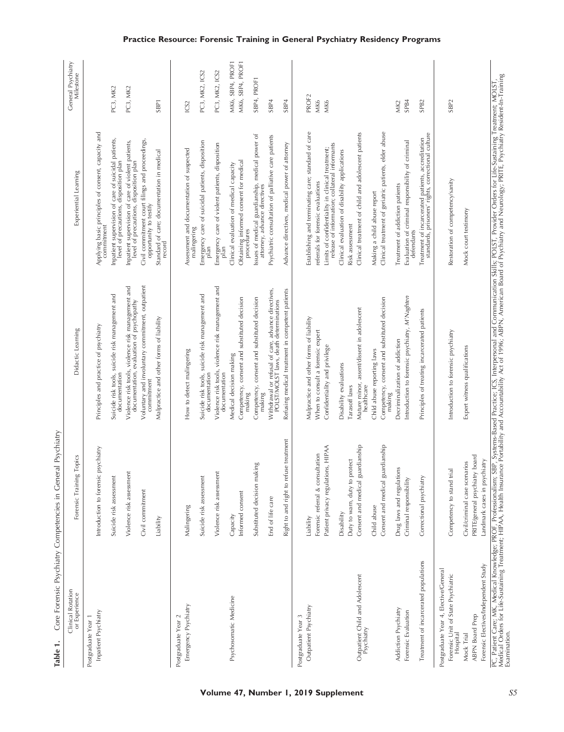**Table 1.** Core Forensic Psychiatry Competencies in General Psychiatry

| Clinical Rotation or Experience | Forensic Training Topics | Didactic Learning | Experiential Learning | General Psychiatry Milestone |
|---|---|---|---|---|
| Postgraduate Year 1 | | | | |
| Inpatient Psychiatry | Introduction to forensic psychiatry | Principles and practice of psychiatry | Applying basic principles of consent, capacity and commitment | |
| | Suicide risk assessment | Suicide risk tools, suicide risk management and documentation | Inpatient supervision of care of suicidal patients, level of precautions, disposition plan | PC3, MK2 |
| | Violence risk assessment | Violence risk tools, violence risk management and documentation, evaluation of psychopathy | Inpatient supervision of care of violent patients, level of precautions, disposition plan | PC3, MK2 |
| | Civil commitment | Voluntary and involuntary commitment, outpatient commitment | Civil commitment court filings and proceedings, opportunity to testify | |
| | Liability | Malpractice and other forms of liability | Standard of care; documentation in medical record | SBP1 |
| Postgraduate Year 2 | | | | |
| Emergency Psychiatry | Malingering | How to detect malingering | Assessment and documentation of suspected malingering | ICS2 |
| | Suicide risk assessment | Suicide risk tools, suicide risk management and documentation | Emergency care of suicidal patients, disposition plan | PC3, MK2, ICS2 |
| | Violence risk assessment | Violence risk tools, violence risk management and documentation | Emergency care of violent patients, disposition plan | PC3, MK2, ICS2 |
| Psychosomatic Medicine | Capacity | Medical decision making | Clinical evaluation of medical capacity | MK6, SBP4, PROF1 |
| | Informed consent | Competency, consent and substituted decision making | Obtaining informed consent for medical procedures | MK6, SBP4, PROF1 |
| | Substituted decision making | Competency, consent and substituted decision making | Issues of medical guardianship, medical power of attorney, advance directives | SBP4, PROF1 |
| | End of life care | Withdrawal or refusal of care, advance directives, POLST/MOLST laws, death determinations | Psychiatric consultation of palliative care patients | SBP4 |
| | Right to and right to refuse treatment | Refusing medical treatment in competent patients | Advance directives, medical power of attorney | SBP4 |
| Postgraduate Year 3 | | | | |
| Outpatient Psychiatry | Liability | Malpractice and other forms of liability | Establishing and terminating care; standard of care | PROF2 |
| | Forensic referral & consultation | When to consult a forensic expert | referrals for forensic evaluations | MK6 |
| | Patient privacy regulations, HIPAA | Confidentiality and privilege | Limits of confidentiality in clinical treatment; release of information; collateral informants | MK6 |
| | Disability | Disability evaluations | Clinical evaluation of disability applications | |
| | Duty to warn, duty to protect | Tarasoff laws | Risk assessment | |
| Outpatient Child and Adolescent Psychiatry | Consent and medical guardianship | Mature minor, assent/dissent in adolescent healthcare | Clinical treatment of child and adolescent patients | |
| | Child abuse | Child abuse reporting laws | Making a child abuse report | |
| | Consent and medical guardianship | Competency, consent and substituted decision making | Clinical treatment of geriatric patients, elder abuse | |
| Addiction Psychiatry | Drug laws and regulations | Decriminalization of addiction | Treatment of addiction patients | MK2 |
| Forensic Evaluation | Criminal responsibility | Introduction to forensic psychiatry, *M'Naghten* | Evaluation of criminal responsibility of criminal defendants | SPB4 |
| Treatment of incarcerated populations | Correctional psychiatry | Principles of treating incarcerated patients | Treatment of incarcerated patients, accreditation standards, prisoners' rights, correctional culture | SPB2 |
| Postgraduate Year 4, Elective/General | | | | |
| Forensic Unit of State Psychiatric Hospital | Competency to stand trial | Introduction to forensic psychiatry | Restoration of competency/sanity | SBP2 |
| Mock Trial | Civil/criminal case scenarios | Expert witness qualifications | Mock court testimony | |
| ABPN Board Prep | PRITE/general psychiatry board | | | |
| Forensic Electives/Independent Study | Landmark cases in psychiatry | | | |

PC, Patient Care; MK, Medical Knowledge; PROF, Professionalism; SBP, Systems-Based Practice; ICS, Interpersonal and Communication Skills; POLST, Provider Orders for Life-Sustaining Treatment; MOLST, Medical Orders for Life-Sustaining Treatment; HIPAA, Health Insurance Portability and Accountability Act of 1996; ABPN, American Board of Psychiatry and Neurology; PRITE, Psychiatry Resident-In-Training Examination.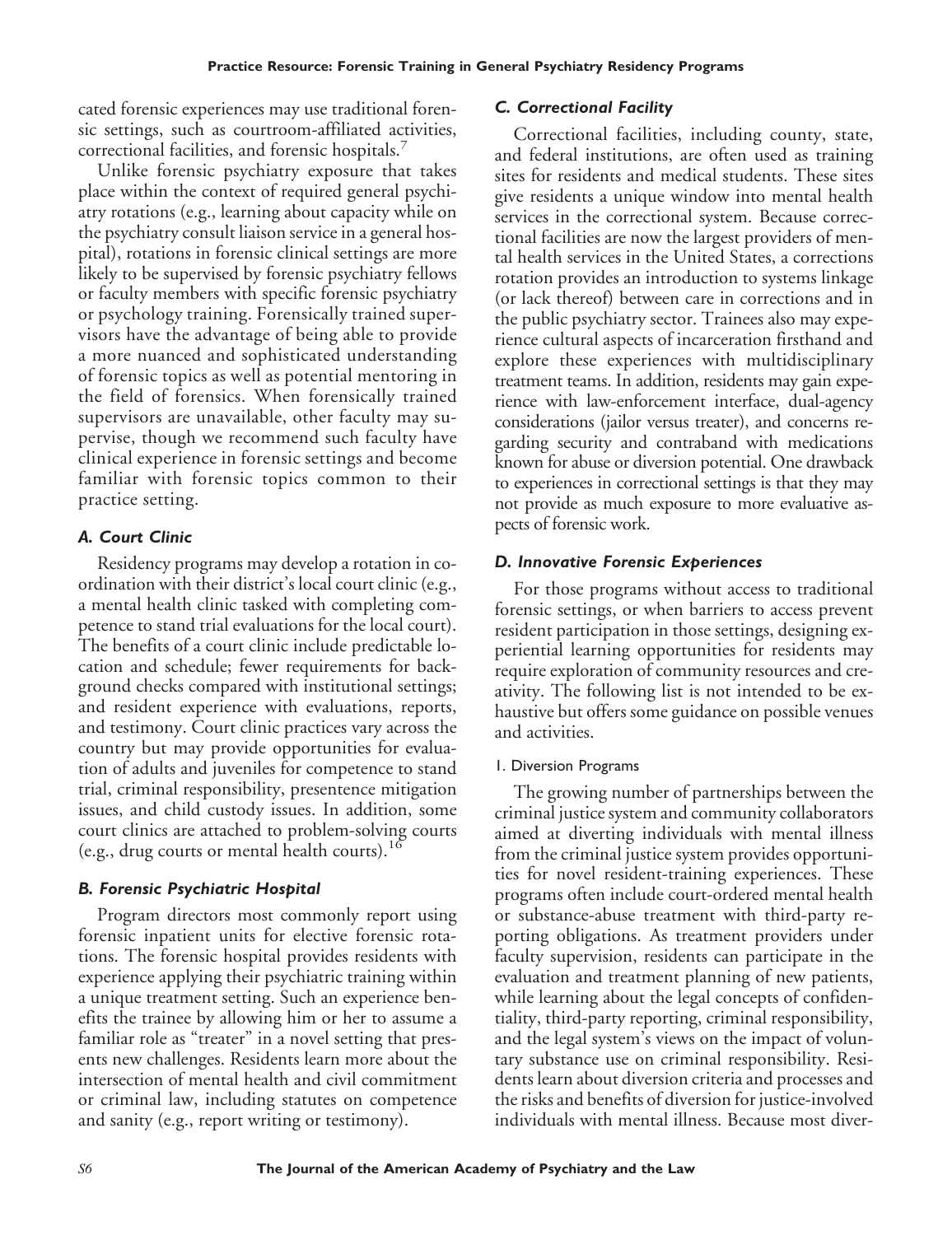cated forensic experiences may use traditional forensic settings, such as courtroom-affiliated activities, correctional facilities, and forensic hospitals.[7]

Unlike forensic psychiatry exposure that takes place within the context of required general psychiatry rotations (e.g., learning about capacity while on the psychiatry consult liaison service in a general hospital), rotations in forensic clinical settings are more likely to be supervised by forensic psychiatry fellows or faculty members with specific forensic psychiatry or psychology training. Forensically trained supervisors have the advantage of being able to provide a more nuanced and sophisticated understanding of forensic topics as well as potential mentoring in the field of forensics. When forensically trained supervisors are unavailable, other faculty may supervise, though we recommend such faculty have clinical experience in forensic settings and become familiar with forensic topics common to their practice setting.

### *A. Court Clinic*

Residency programs may develop a rotation in coordination with their district's local court clinic (e.g., a mental health clinic tasked with completing competence to stand trial evaluations for the local court). The benefits of a court clinic include predictable location and schedule; fewer requirements for background checks compared with institutional settings; and resident experience with evaluations, reports, and testimony. Court clinic practices vary across the country but may provide opportunities for evaluation of adults and juveniles for competence to stand trial, criminal responsibility, presentence mitigation issues, and child custody issues. In addition, some court clinics are attached to problem-solving courts (e.g., drug courts or mental health courts).[16]

### *B. Forensic Psychiatric Hospital*

Program directors most commonly report using forensic inpatient units for elective forensic rotations. The forensic hospital provides residents with experience applying their psychiatric training within a unique treatment setting. Such an experience benefits the trainee by allowing him or her to assume a familiar role as "treater" in a novel setting that presents new challenges. Residents learn more about the intersection of mental health and civil commitment or criminal law, including statutes on competence and sanity (e.g., report writing or testimony).

### *C. Correctional Facility*

Correctional facilities, including county, state, and federal institutions, are often used as training sites for residents and medical students. These sites give residents a unique window into mental health services in the correctional system. Because correctional facilities are now the largest providers of mental health services in the United States, a corrections rotation provides an introduction to systems linkage (or lack thereof) between care in corrections and in the public psychiatry sector. Trainees also may experience cultural aspects of incarceration firsthand and explore these experiences with multidisciplinary treatment teams. In addition, residents may gain experience with law-enforcement interface, dual-agency considerations (jailor versus treater), and concerns regarding security and contraband with medications known for abuse or diversion potential. One drawback to experiences in correctional settings is that they may not provide as much exposure to more evaluative aspects of forensic work.

### *D. Innovative Forensic Experiences*

For those programs without access to traditional forensic settings, or when barriers to access prevent resident participation in those settings, designing experiential learning opportunities for residents may require exploration of community resources and creativity. The following list is not intended to be exhaustive but offers some guidance on possible venues and activities.

#### 1. Diversion Programs

The growing number of partnerships between the criminal justice system and community collaborators aimed at diverting individuals with mental illness from the criminal justice system provides opportunities for novel resident-training experiences. These programs often include court-ordered mental health or substance-abuse treatment with third-party reporting obligations. As treatment providers under faculty supervision, residents can participate in the evaluation and treatment planning of new patients, while learning about the legal concepts of confidentiality, third-party reporting, criminal responsibility, and the legal system's views on the impact of voluntary substance use on criminal responsibility. Residents learn about diversion criteria and processes and the risks and benefits of diversion for justice-involved individuals with mental illness. Because most diver-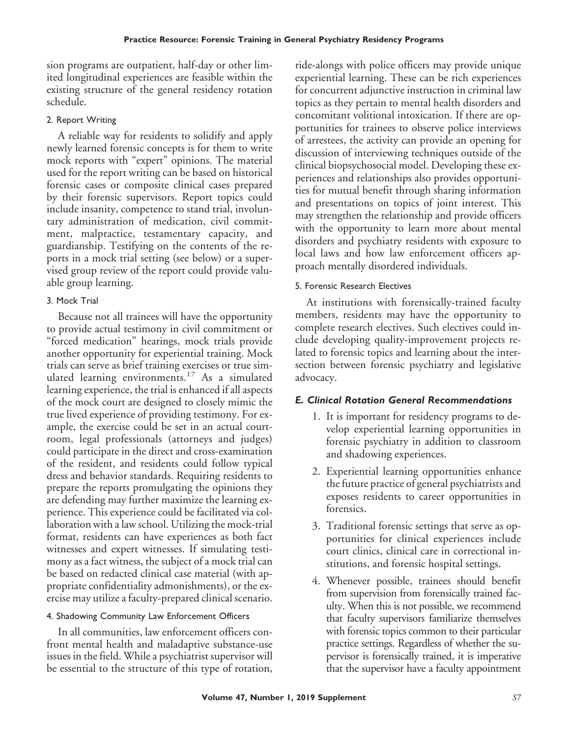sion programs are outpatient, half-day or other limited longitudinal experiences are feasible within the existing structure of the general residency rotation schedule.

#### 2. Report Writing

A reliable way for residents to solidify and apply newly learned forensic concepts is for them to write mock reports with "expert" opinions. The material used for the report writing can be based on historical forensic cases or composite clinical cases prepared by their forensic supervisors. Report topics could include insanity, competence to stand trial, involuntary administration of medication, civil commitment, malpractice, testamentary capacity, and guardianship. Testifying on the contents of the reports in a mock trial setting (see below) or a supervised group review of the report could provide valuable group learning.

#### 3. Mock Trial

Because not all trainees will have the opportunity to provide actual testimony in civil commitment or "forced medication" hearings, mock trials provide another opportunity for experiential training. Mock trials can serve as brief training exercises or true simulated learning environments.[17] As a simulated learning experience, the trial is enhanced if all aspects of the mock court are designed to closely mimic the true lived experience of providing testimony. For example, the exercise could be set in an actual courtroom, legal professionals (attorneys and judges) could participate in the direct and cross-examination of the resident, and residents could follow typical dress and behavior standards. Requiring residents to prepare the reports promulgating the opinions they are defending may further maximize the learning experience. This experience could be facilitated via collaboration with a law school. Utilizing the mock-trial format, residents can have experiences as both fact witnesses and expert witnesses. If simulating testimony as a fact witness, the subject of a mock trial can be based on redacted clinical case material (with appropriate confidentiality admonishments), or the exercise may utilize a faculty-prepared clinical scenario.

#### 4. Shadowing Community Law Enforcement Officers

In all communities, law enforcement officers confront mental health and maladaptive substance-use issues in the field. While a psychiatrist supervisor will be essential to the structure of this type of rotation, ride-alongs with police officers may provide unique experiential learning. These can be rich experiences for concurrent adjunctive instruction in criminal law topics as they pertain to mental health disorders and concomitant volitional intoxication. If there are opportunities for trainees to observe police interviews of arrestees, the activity can provide an opening for discussion of interviewing techniques outside of the clinical biopsychosocial model. Developing these experiences and relationships also provides opportunities for mutual benefit through sharing information and presentations on topics of joint interest. This may strengthen the relationship and provide officers with the opportunity to learn more about mental disorders and psychiatry residents with exposure to local laws and how law enforcement officers approach mentally disordered individuals.

#### 5. Forensic Research Electives

At institutions with forensically-trained faculty members, residents may have the opportunity to complete research electives. Such electives could include developing quality-improvement projects related to forensic topics and learning about the intersection between forensic psychiatry and legislative advocacy.

### *E. Clinical Rotation General Recommendations*

1. It is important for residency programs to develop experiential learning opportunities in forensic psychiatry in addition to classroom and shadowing experiences.
2. Experiential learning opportunities enhance the future practice of general psychiatrists and exposes residents to career opportunities in forensics.
3. Traditional forensic settings that serve as opportunities for clinical experiences include court clinics, clinical care in correctional institutions, and forensic hospital settings.
4. Whenever possible, trainees should benefit from supervision from forensically trained faculty. When this is not possible, we recommend that faculty supervisors familiarize themselves with forensic topics common to their particular practice settings. Regardless of whether the supervisor is forensically trained, it is imperative that the supervisor have a faculty appointment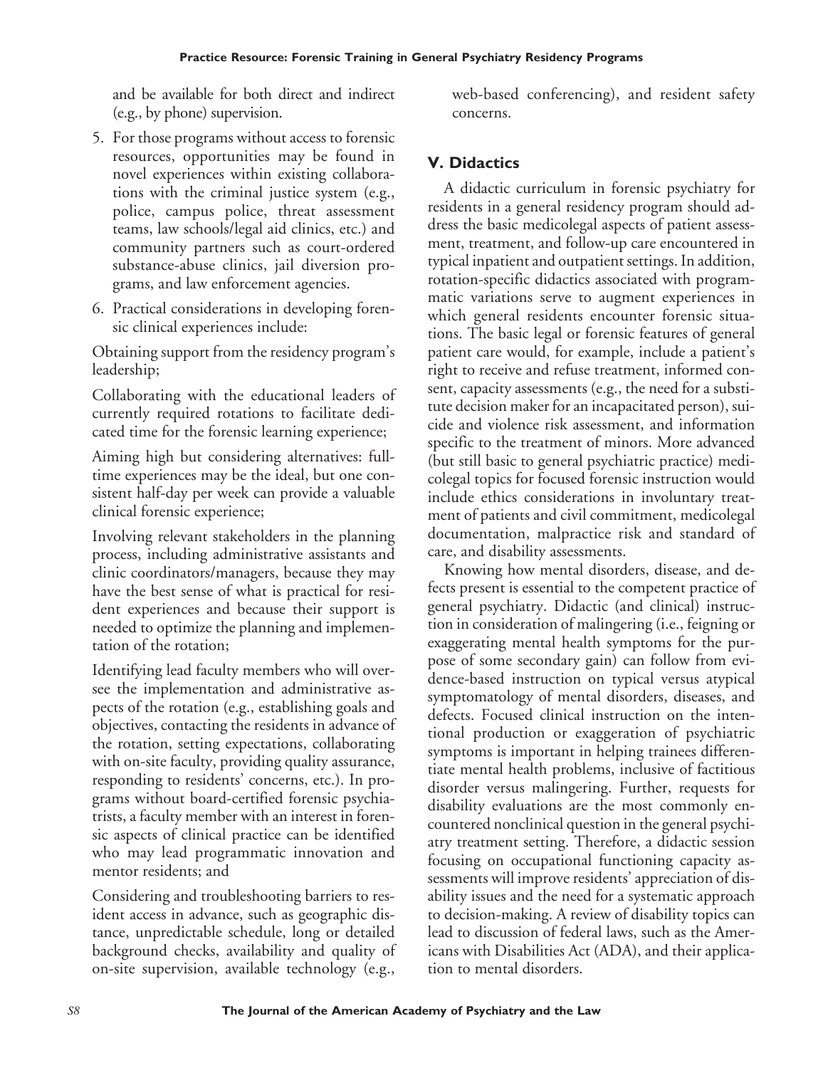and be available for both direct and indirect (e.g., by phone) supervision.

5. For those programs without access to forensic resources, opportunities may be found in novel experiences within existing collaborations with the criminal justice system (e.g., police, campus police, threat assessment teams, law schools/legal aid clinics, etc.) and community partners such as court-ordered substance-abuse clinics, jail diversion programs, and law enforcement agencies.
6. Practical considerations in developing forensic clinical experiences include:

Obtaining support from the residency program's leadership;

Collaborating with the educational leaders of currently required rotations to facilitate dedicated time for the forensic learning experience;

Aiming high but considering alternatives: full-time experiences may be the ideal, but one consistent half-day per week can provide a valuable clinical forensic experience;

Involving relevant stakeholders in the planning process, including administrative assistants and clinic coordinators/managers, because they may have the best sense of what is practical for resident experiences and because their support is needed to optimize the planning and implementation of the rotation;

Identifying lead faculty members who will oversee the implementation and administrative aspects of the rotation (e.g., establishing goals and objectives, contacting the residents in advance of the rotation, setting expectations, collaborating with on-site faculty, providing quality assurance, responding to residents' concerns, etc.). In programs without board-certified forensic psychiatrists, a faculty member with an interest in forensic aspects of clinical practice can be identified who may lead programmatic innovation and mentor residents; and

Considering and troubleshooting barriers to resident access in advance, such as geographic distance, unpredictable schedule, long or detailed background checks, availability and quality of on-site supervision, available technology (e.g., web-based conferencing), and resident safety concerns.

## V. Didactics

A didactic curriculum in forensic psychiatry for residents in a general residency program should address the basic medicolegal aspects of patient assessment, treatment, and follow-up care encountered in typical inpatient and outpatient settings. In addition, rotation-specific didactics associated with programmatic variations serve to augment experiences in which general residents encounter forensic situations. The basic legal or forensic features of general patient care would, for example, include a patient's right to receive and refuse treatment, informed consent, capacity assessments (e.g., the need for a substitute decision maker for an incapacitated person), suicide and violence risk assessment, and information specific to the treatment of minors. More advanced (but still basic to general psychiatric practice) medicolegal topics for focused forensic instruction would include ethics considerations in involuntary treatment of patients and civil commitment, medicolegal documentation, malpractice risk and standard of care, and disability assessments.

Knowing how mental disorders, disease, and defects present is essential to the competent practice of general psychiatry. Didactic (and clinical) instruction in consideration of malingering (i.e., feigning or exaggerating mental health symptoms for the purpose of some secondary gain) can follow from evidence-based instruction on typical versus atypical symptomatology of mental disorders, diseases, and defects. Focused clinical instruction on the intentional production or exaggeration of psychiatric symptoms is important in helping trainees differentiate mental health problems, inclusive of factitious disorder versus malingering. Further, requests for disability evaluations are the most commonly encountered nonclinical question in the general psychiatry treatment setting. Therefore, a didactic session focusing on occupational functioning capacity assessments will improve residents' appreciation of disability issues and the need for a systematic approach to decision-making. A review of disability topics can lead to discussion of federal laws, such as the Americans with Disabilities Act (ADA), and their application to mental disorders.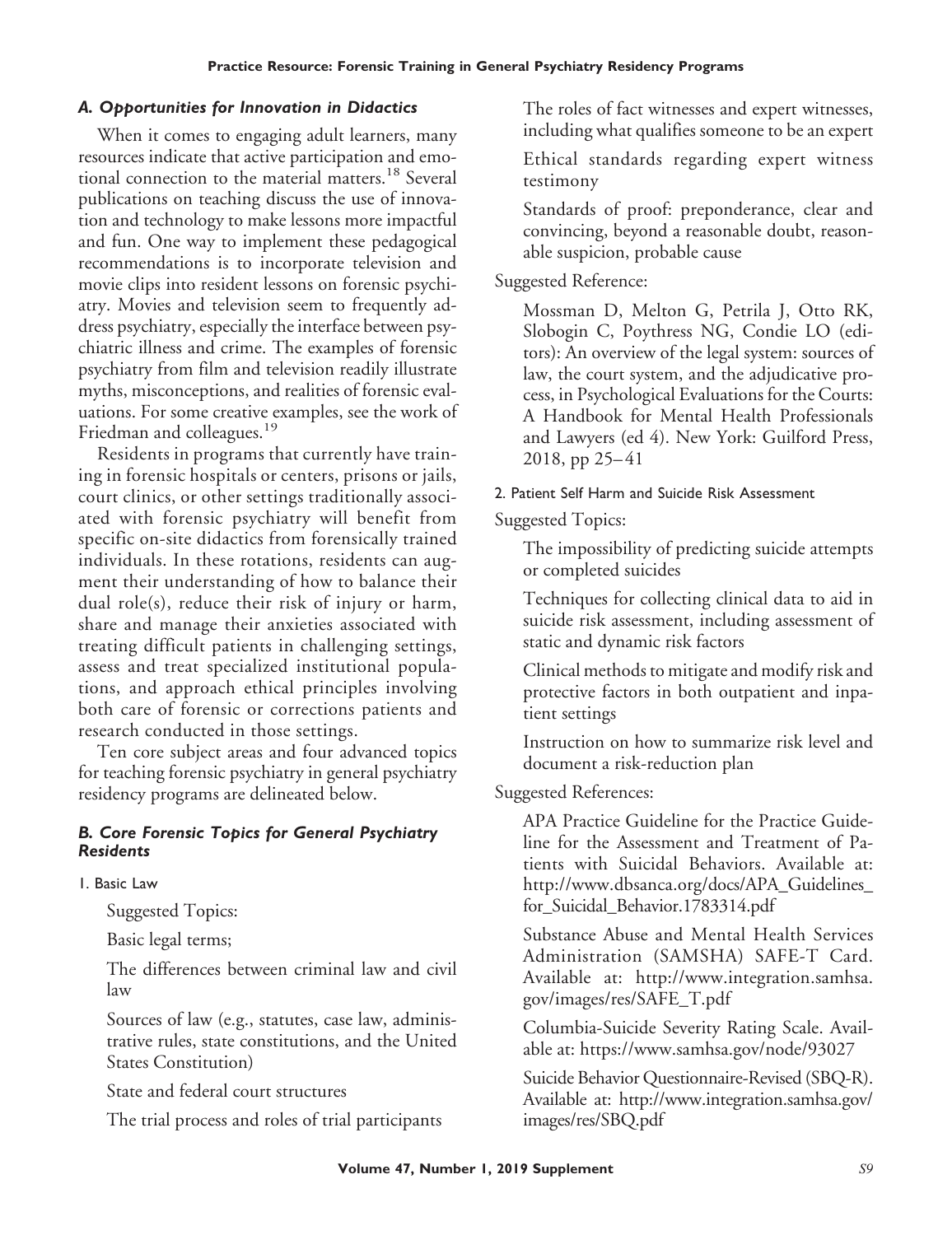### *A. Opportunities for Innovation in Didactics*

When it comes to engaging adult learners, many resources indicate that active participation and emotional connection to the material matters.[18] Several publications on teaching discuss the use of innovation and technology to make lessons more impactful and fun. One way to implement these pedagogical recommendations is to incorporate television and movie clips into resident lessons on forensic psychiatry. Movies and television seem to frequently address psychiatry, especially the interface between psychiatric illness and crime. The examples of forensic psychiatry from film and television readily illustrate myths, misconceptions, and realities of forensic evaluations. For some creative examples, see the work of Friedman and colleagues.[19]

Residents in programs that currently have training in forensic hospitals or centers, prisons or jails, court clinics, or other settings traditionally associated with forensic psychiatry will benefit from specific on-site didactics from forensically trained individuals. In these rotations, residents can augment their understanding of how to balance their dual role(s), reduce their risk of injury or harm, share and manage their anxieties associated with treating difficult patients in challenging settings, assess and treat specialized institutional populations, and approach ethical principles involving both care of forensic or corrections patients and research conducted in those settings.

Ten core subject areas and four advanced topics for teaching forensic psychiatry in general psychiatry residency programs are delineated below.

### *B. Core Forensic Topics for General Psychiatry Residents*

#### 1. Basic Law

Suggested Topics:

Basic legal terms;

The differences between criminal law and civil law

Sources of law (e.g., statutes, case law, administrative rules, state constitutions, and the United States Constitution)

State and federal court structures

The trial process and roles of trial participants

The roles of fact witnesses and expert witnesses, including what qualifies someone to be an expert

Ethical standards regarding expert witness testimony

Standards of proof: preponderance, clear and convincing, beyond a reasonable doubt, reasonable suspicion, probable cause

Suggested Reference:

Mossman D, Melton G, Petrila J, Otto RK, Slobogin C, Poythress NG, Condie LO (editors): An overview of the legal system: sources of law, the court system, and the adjudicative process, in Psychological Evaluations for the Courts: A Handbook for Mental Health Professionals and Lawyers (ed 4). New York: Guilford Press, 2018, pp 25–41

#### 2. Patient Self Harm and Suicide Risk Assessment

Suggested Topics:

The impossibility of predicting suicide attempts or completed suicides

Techniques for collecting clinical data to aid in suicide risk assessment, including assessment of static and dynamic risk factors

Clinical methods to mitigate and modify risk and protective factors in both outpatient and inpatient settings

Instruction on how to summarize risk level and document a risk-reduction plan

Suggested References:

APA Practice Guideline for the Practice Guideline for the Assessment and Treatment of Patients with Suicidal Behaviors. Available at: http://www.dbsanca.org/docs/APA_Guidelines_for_Suicidal_Behavior.1783314.pdf

Substance Abuse and Mental Health Services Administration (SAMSHA) SAFE-T Card. Available at: http://www.integration.samhsa.gov/images/res/SAFE_T.pdf

Columbia-Suicide Severity Rating Scale. Available at: https://www.samhsa.gov/node/93027

Suicide Behavior Questionnaire-Revised (SBQ-R). Available at: http://www.integration.samhsa.gov/images/res/SBQ.pdf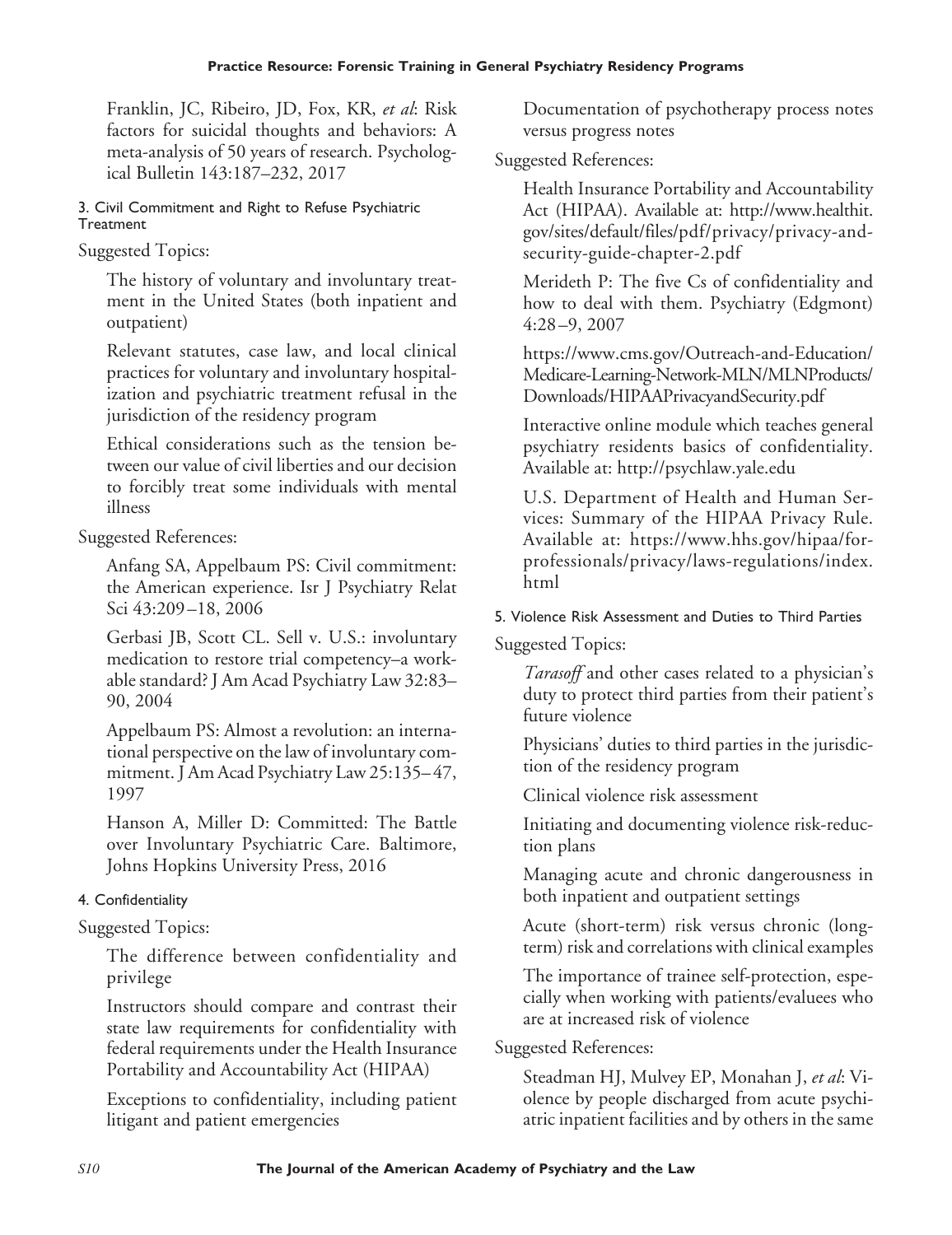Franklin, JC, Ribeiro, JD, Fox, KR, *et al*: Risk factors for suicidal thoughts and behaviors: A meta-analysis of 50 years of research. Psychological Bulletin 143:187–232, 2017

### 3. Civil Commitment and Right to Refuse Psychiatric Treatment

Suggested Topics:

The history of voluntary and involuntary treatment in the United States (both inpatient and outpatient)

Relevant statutes, case law, and local clinical practices for voluntary and involuntary hospitalization and psychiatric treatment refusal in the jurisdiction of the residency program

Ethical considerations such as the tension between our value of civil liberties and our decision to forcibly treat some individuals with mental illness

Suggested References:

Anfang SA, Appelbaum PS: Civil commitment: the American experience. Isr J Psychiatry Relat Sci 43:209–18, 2006

Gerbasi JB, Scott CL. Sell v. U.S.: involuntary medication to restore trial competency–a workable standard? J Am Acad Psychiatry Law 32:83–90, 2004

Appelbaum PS: Almost a revolution: an international perspective on the law of involuntary commitment. J Am Acad Psychiatry Law 25:135–47, 1997

Hanson A, Miller D: Committed: The Battle over Involuntary Psychiatric Care. Baltimore, Johns Hopkins University Press, 2016

### 4. Confidentiality

Suggested Topics:

The difference between confidentiality and privilege

Instructors should compare and contrast their state law requirements for confidentiality with federal requirements under the Health Insurance Portability and Accountability Act (HIPAA)

Exceptions to confidentiality, including patient litigant and patient emergencies

Documentation of psychotherapy process notes versus progress notes

Suggested References:

Health Insurance Portability and Accountability Act (HIPAA). Available at: http://www.healthit.gov/sites/default/files/pdf/privacy/privacy-and-security-guide-chapter-2.pdf

Merideth P: The five Cs of confidentiality and how to deal with them. Psychiatry (Edgmont) 4:28–9, 2007

https://www.cms.gov/Outreach-and-Education/Medicare-Learning-Network-MLN/MLNProducts/Downloads/HIPAAPrivacyandSecurity.pdf

Interactive online module which teaches general psychiatry residents basics of confidentiality. Available at: http://psychlaw.yale.edu

U.S. Department of Health and Human Services: Summary of the HIPAA Privacy Rule. Available at: https://www.hhs.gov/hipaa/for-professionals/privacy/laws-regulations/index.html

### 5. Violence Risk Assessment and Duties to Third Parties

Suggested Topics:

*Tarasoff* and other cases related to a physician's duty to protect third parties from their patient's future violence

Physicians' duties to third parties in the jurisdiction of the residency program

Clinical violence risk assessment

Initiating and documenting violence risk-reduction plans

Managing acute and chronic dangerousness in both inpatient and outpatient settings

Acute (short-term) risk versus chronic (long-term) risk and correlations with clinical examples

The importance of trainee self-protection, especially when working with patients/evaluees who are at increased risk of violence

Suggested References:

Steadman HJ, Mulvey EP, Monahan J, *et al*: Violence by people discharged from acute psychiatric inpatient facilities and by others in the same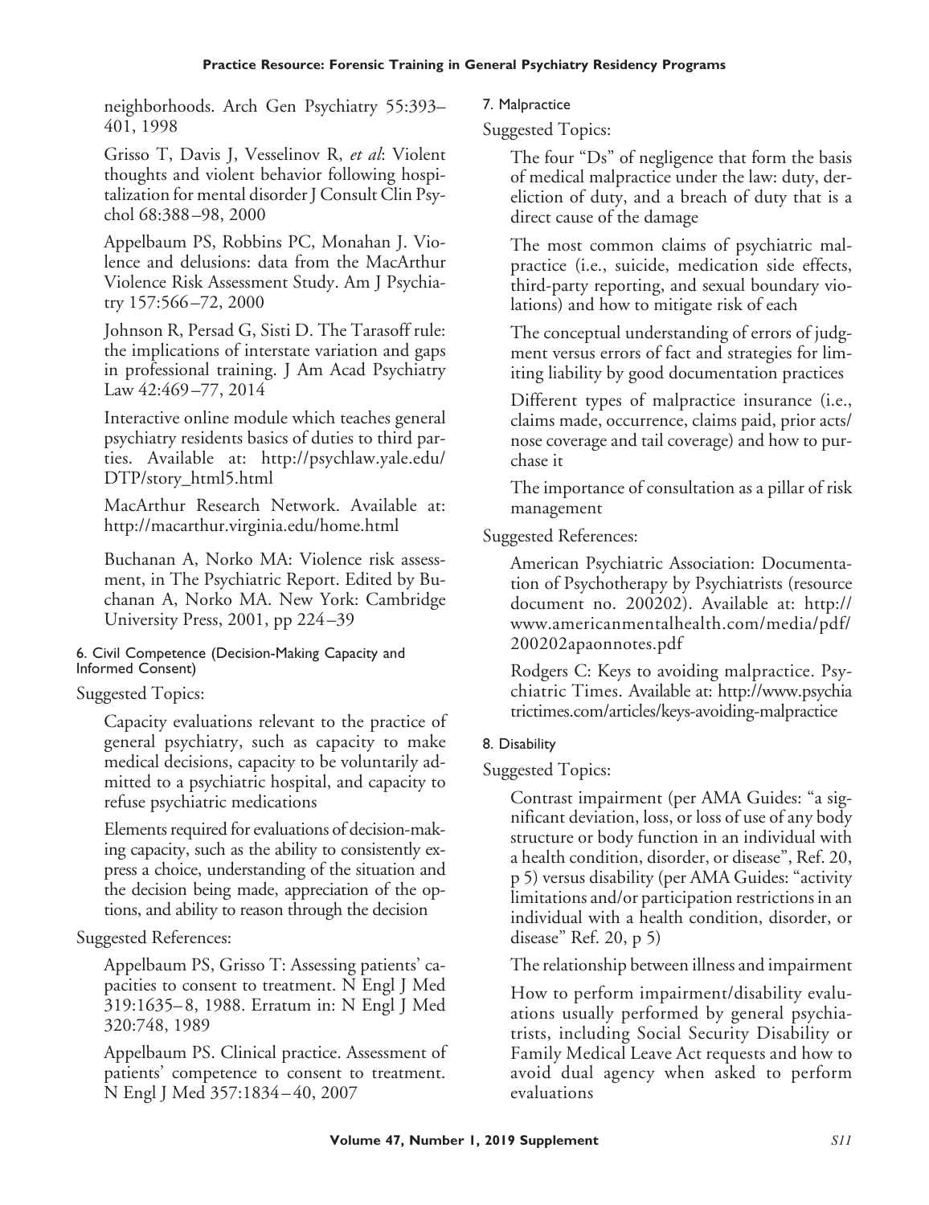neighborhoods. Arch Gen Psychiatry 55:393–401, 1998

Grisso T, Davis J, Vesselinov R, *et al*: Violent thoughts and violent behavior following hospitalization for mental disorder J Consult Clin Psychol 68:388–98, 2000

Appelbaum PS, Robbins PC, Monahan J. Violence and delusions: data from the MacArthur Violence Risk Assessment Study. Am J Psychiatry 157:566–72, 2000

Johnson R, Persad G, Sisti D. The Tarasoff rule: the implications of interstate variation and gaps in professional training. J Am Acad Psychiatry Law 42:469–77, 2014

Interactive online module which teaches general psychiatry residents basics of duties to third parties. Available at: http://psychlaw.yale.edu/DTP/story_html5.html

MacArthur Research Network. Available at: http://macarthur.virginia.edu/home.html

Buchanan A, Norko MA: Violence risk assessment, in The Psychiatric Report. Edited by Buchanan A, Norko MA. New York: Cambridge University Press, 2001, pp 224–39

#### 6. Civil Competence (Decision-Making Capacity and Informed Consent)

Suggested Topics:

Capacity evaluations relevant to the practice of general psychiatry, such as capacity to make medical decisions, capacity to be voluntarily admitted to a psychiatric hospital, and capacity to refuse psychiatric medications

Elements required for evaluations of decision-making capacity, such as the ability to consistently express a choice, understanding of the situation and the decision being made, appreciation of the options, and ability to reason through the decision

Suggested References:

Appelbaum PS, Grisso T: Assessing patients' capacities to consent to treatment. N Engl J Med 319:1635–8, 1988. Erratum in: N Engl J Med 320:748, 1989

Appelbaum PS. Clinical practice. Assessment of patients' competence to consent to treatment. N Engl J Med 357:1834–40, 2007

#### 7. Malpractice

Suggested Topics:

The four "Ds" of negligence that form the basis of medical malpractice under the law: duty, dereliction of duty, and a breach of duty that is a direct cause of the damage

The most common claims of psychiatric malpractice (i.e., suicide, medication side effects, third-party reporting, and sexual boundary violations) and how to mitigate risk of each

The conceptual understanding of errors of judgment versus errors of fact and strategies for limiting liability by good documentation practices

Different types of malpractice insurance (i.e., claims made, occurrence, claims paid, prior acts/nose coverage and tail coverage) and how to purchase it

The importance of consultation as a pillar of risk management

Suggested References:

American Psychiatric Association: Documentation of Psychotherapy by Psychiatrists (resource document no. 200202). Available at: http://www.americanmentalhealth.com/media/pdf/200202apaonnotes.pdf

Rodgers C: Keys to avoiding malpractice. Psychiatric Times. Available at: http://www.psychiatrictimes.com/articles/keys-avoiding-malpractice

#### 8. Disability

Suggested Topics:

Contrast impairment (per AMA Guides: "a significant deviation, loss, or loss of use of any body structure or body function in an individual with a health condition, disorder, or disease", Ref. 20, p 5) versus disability (per AMA Guides: "activity limitations and/or participation restrictions in an individual with a health condition, disorder, or disease" Ref. 20, p 5)

The relationship between illness and impairment

How to perform impairment/disability evaluations usually performed by general psychiatrists, including Social Security Disability or Family Medical Leave Act requests and how to avoid dual agency when asked to perform evaluations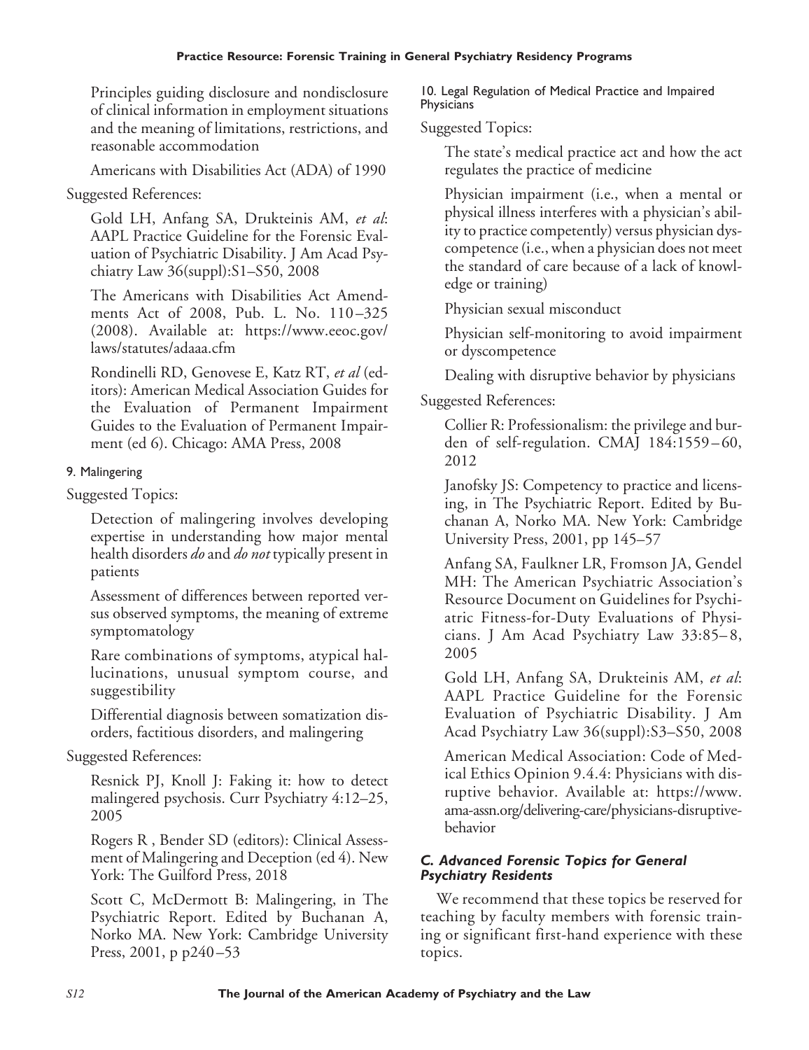Principles guiding disclosure and nondisclosure of clinical information in employment situations and the meaning of limitations, restrictions, and reasonable accommodation

Americans with Disabilities Act (ADA) of 1990

Suggested References:

Gold LH, Anfang SA, Drukteinis AM, *et al*: AAPL Practice Guideline for the Forensic Evaluation of Psychiatric Disability. J Am Acad Psychiatry Law 36(suppl):S1–S50, 2008

The Americans with Disabilities Act Amendments Act of 2008, Pub. L. No. 110–325 (2008). Available at: https://www.eeoc.gov/laws/statutes/adaaa.cfm

Rondinelli RD, Genovese E, Katz RT, *et al* (editors): American Medical Association Guides for the Evaluation of Permanent Impairment Guides to the Evaluation of Permanent Impairment (ed 6). Chicago: AMA Press, 2008

#### 9. Malingering

Suggested Topics:

Detection of malingering involves developing expertise in understanding how major mental health disorders *do* and *do not* typically present in patients

Assessment of differences between reported versus observed symptoms, the meaning of extreme symptomatology

Rare combinations of symptoms, atypical hallucinations, unusual symptom course, and suggestibility

Differential diagnosis between somatization disorders, factitious disorders, and malingering

Suggested References:

Resnick PJ, Knoll J: Faking it: how to detect malingered psychosis. Curr Psychiatry 4:12–25, 2005

Rogers R , Bender SD (editors): Clinical Assessment of Malingering and Deception (ed 4). New York: The Guilford Press, 2018

Scott C, McDermott B: Malingering, in The Psychiatric Report. Edited by Buchanan A, Norko MA. New York: Cambridge University Press, 2001, p p240–53

#### 10. Legal Regulation of Medical Practice and Impaired Physicians

Suggested Topics:

The state's medical practice act and how the act regulates the practice of medicine

Physician impairment (i.e., when a mental or physical illness interferes with a physician's ability to practice competently) versus physician dyscompetence (i.e., when a physician does not meet the standard of care because of a lack of knowledge or training)

Physician sexual misconduct

Physician self-monitoring to avoid impairment or dyscompetence

Dealing with disruptive behavior by physicians

Suggested References:

Collier R: Professionalism: the privilege and burden of self-regulation. CMAJ 184:1559–60, 2012

Janofsky JS: Competency to practice and licensing, in The Psychiatric Report. Edited by Buchanan A, Norko MA. New York: Cambridge University Press, 2001, pp 145–57

Anfang SA, Faulkner LR, Fromson JA, Gendel MH: The American Psychiatric Association's Resource Document on Guidelines for Psychiatric Fitness-for-Duty Evaluations of Physicians. J Am Acad Psychiatry Law 33:85–8, 2005

Gold LH, Anfang SA, Drukteinis AM, *et al*: AAPL Practice Guideline for the Forensic Evaluation of Psychiatric Disability. J Am Acad Psychiatry Law 36(suppl):S3–S50, 2008

American Medical Association: Code of Medical Ethics Opinion 9.4.4: Physicians with disruptive behavior. Available at: https://www.ama-assn.org/delivering-care/physicians-disruptive-behavior

### *C. Advanced Forensic Topics for General Psychiatry Residents*

We recommend that these topics be reserved for teaching by faculty members with forensic training or significant first-hand experience with these topics.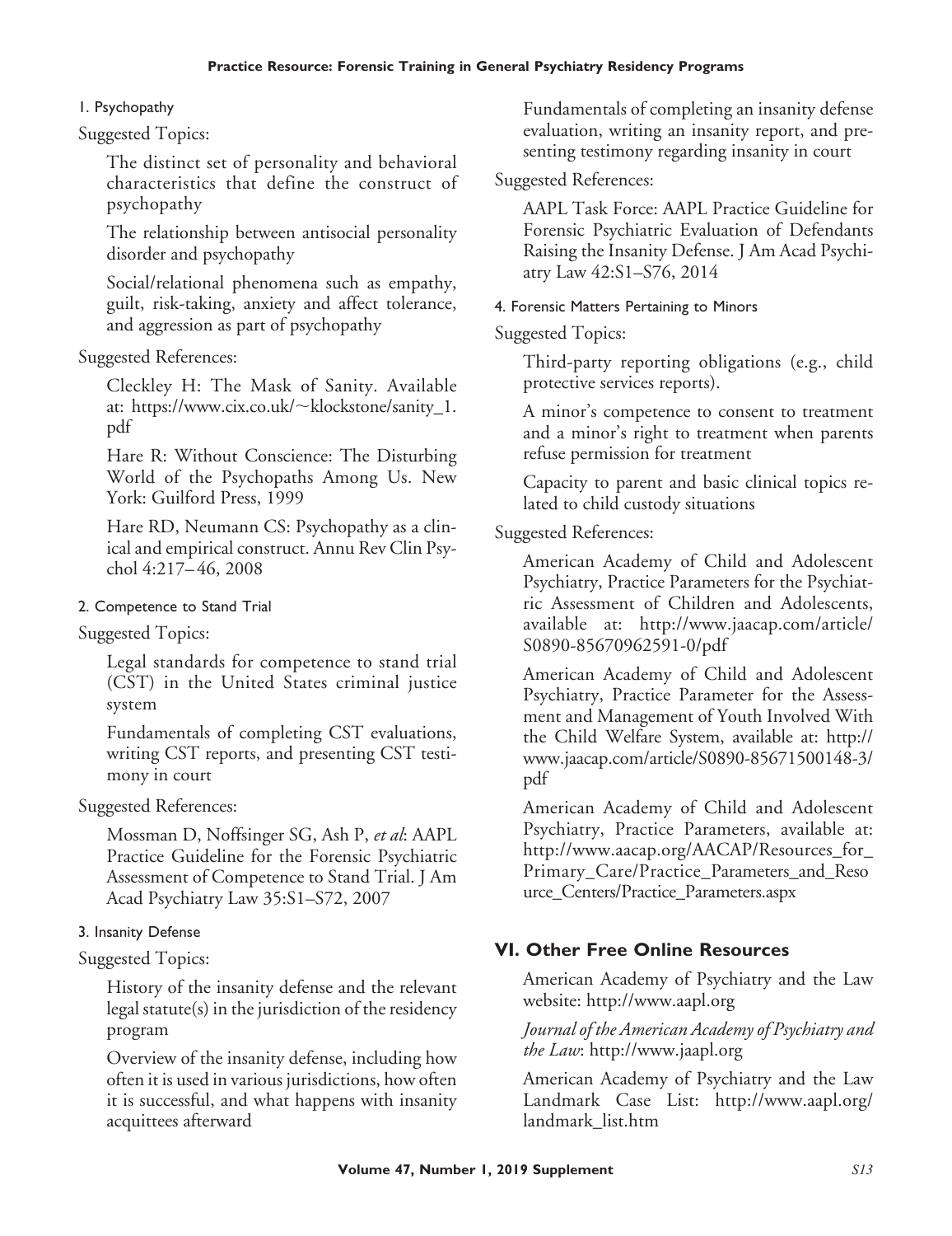#### 1. Psychopathy

Suggested Topics:

The distinct set of personality and behavioral characteristics that define the construct of psychopathy

The relationship between antisocial personality disorder and psychopathy

Social/relational phenomena such as empathy, guilt, risk-taking, anxiety and affect tolerance, and aggression as part of psychopathy

Suggested References:

Cleckley H: The Mask of Sanity. Available at: https://www.cix.co.uk/~klockstone/sanity_1.pdf

Hare R: Without Conscience: The Disturbing World of the Psychopaths Among Us. New York: Guilford Press, 1999

Hare RD, Neumann CS: Psychopathy as a clinical and empirical construct. Annu Rev Clin Psychol 4:217–46, 2008

#### 2. Competence to Stand Trial

Suggested Topics:

Legal standards for competence to stand trial (CST) in the United States criminal justice system

Fundamentals of completing CST evaluations, writing CST reports, and presenting CST testimony in court

Suggested References:

Mossman D, Noffsinger SG, Ash P, *et al*: AAPL Practice Guideline for the Forensic Psychiatric Assessment of Competence to Stand Trial. J Am Acad Psychiatry Law 35:S1–S72, 2007

#### 3. Insanity Defense

Suggested Topics:

History of the insanity defense and the relevant legal statute(s) in the jurisdiction of the residency program

Overview of the insanity defense, including how often it is used in various jurisdictions, how often it is successful, and what happens with insanity acquittees afterward

Fundamentals of completing an insanity defense evaluation, writing an insanity report, and presenting testimony regarding insanity in court

Suggested References:

AAPL Task Force: AAPL Practice Guideline for Forensic Psychiatric Evaluation of Defendants Raising the Insanity Defense. J Am Acad Psychiatry Law 42:S1–S76, 2014

#### 4. Forensic Matters Pertaining to Minors

Suggested Topics:

Third-party reporting obligations (e.g., child protective services reports).

A minor's competence to consent to treatment and a minor's right to treatment when parents refuse permission for treatment

Capacity to parent and basic clinical topics related to child custody situations

Suggested References:

American Academy of Child and Adolescent Psychiatry, Practice Parameters for the Psychiatric Assessment of Children and Adolescents, available at: http://www.jaacap.com/article/S0890-85670962591-0/pdf

American Academy of Child and Adolescent Psychiatry, Practice Parameter for the Assessment and Management of Youth Involved With the Child Welfare System, available at: http://www.jaacap.com/article/S0890-85671500148-3/pdf

American Academy of Child and Adolescent Psychiatry, Practice Parameters, available at: http://www.aacap.org/AACAP/Resources_for_Primary_Care/Practice_Parameters_and_Resource_Centers/Practice_Parameters.aspx

## VI. Other Free Online Resources

American Academy of Psychiatry and the Law website: http://www.aapl.org

*Journal of the American Academy of Psychiatry and the Law*: http://www.jaapl.org

American Academy of Psychiatry and the Law Landmark Case List: http://www.aapl.org/landmark_list.htm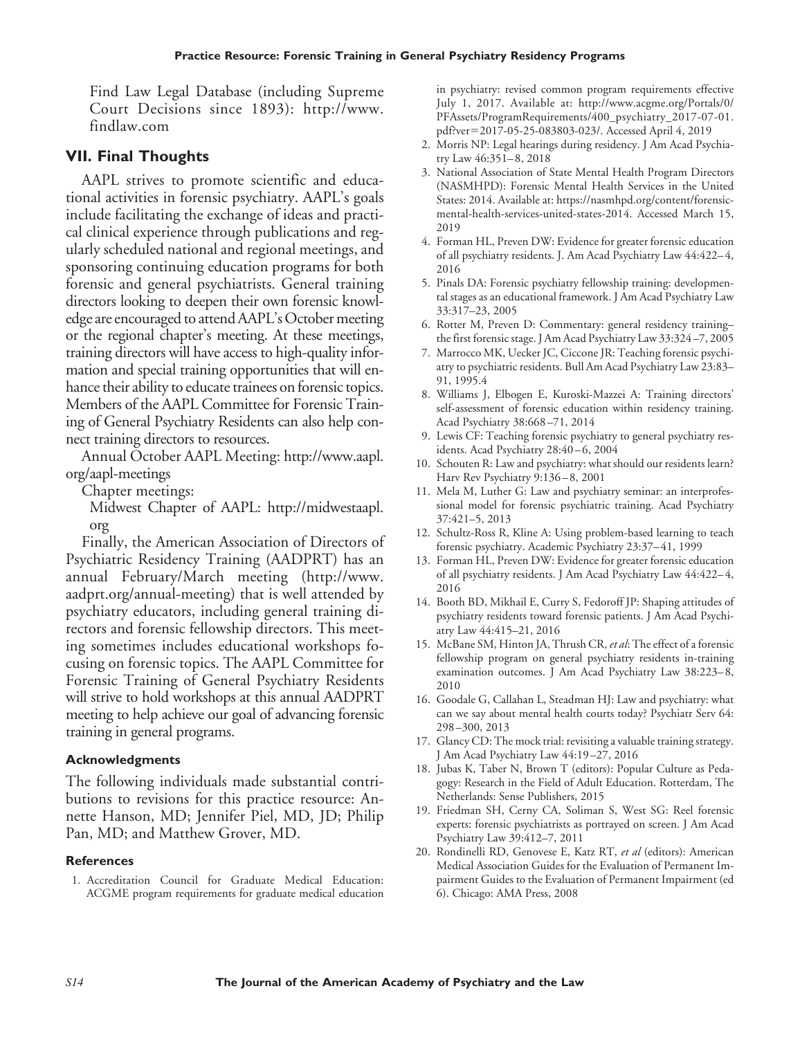Find Law Legal Database (including Supreme Court Decisions since 1893): http://www.findlaw.com

## VII. Final Thoughts

AAPL strives to promote scientific and educational activities in forensic psychiatry. AAPL's goals include facilitating the exchange of ideas and practical clinical experience through publications and regularly scheduled national and regional meetings, and sponsoring continuing education programs for both forensic and general psychiatrists. General training directors looking to deepen their own forensic knowledge are encouraged to attend AAPL's October meeting or the regional chapter's meeting. At these meetings, training directors will have access to high-quality information and special training opportunities that will enhance their ability to educate trainees on forensic topics. Members of the AAPL Committee for Forensic Training of General Psychiatry Residents can also help connect training directors to resources.

Annual October AAPL Meeting: http://www.aapl.org/aapl-meetings

Chapter meetings:

Midwest Chapter of AAPL: http://midwestaapl.org

Finally, the American Association of Directors of Psychiatric Residency Training (AADPRT) has an annual February/March meeting (http://www.aadprt.org/annual-meeting) that is well attended by psychiatry educators, including general training directors and forensic fellowship directors. This meeting sometimes includes educational workshops focusing on forensic topics. The AAPL Committee for Forensic Training of General Psychiatry Residents will strive to hold workshops at this annual AADPRT meeting to help achieve our goal of advancing forensic training in general programs.

### Acknowledgments

The following individuals made substantial contributions to revisions for this practice resource: Annette Hanson, MD; Jennifer Piel, MD, JD; Philip Pan, MD; and Matthew Grover, MD.

### References

1. Accreditation Council for Graduate Medical Education: ACGME program requirements for graduate medical education in psychiatry: revised common program requirements effective July 1, 2017. Available at: http://www.acgme.org/Portals/0/PFAssets/ProgramRequirements/400_psychiatry_2017-07-01.pdf?ver=2017-05-25-083803-023/. Accessed April 4, 2019
2. Morris NP: Legal hearings during residency. J Am Acad Psychiatry Law 46:351–8, 2018
3. National Association of State Mental Health Program Directors (NASMHPD): Forensic Mental Health Services in the United States: 2014. Available at: https://nasmhpd.org/content/forensic-mental-health-services-united-states-2014. Accessed March 15, 2019
4. Forman HL, Preven DW: Evidence for greater forensic education of all psychiatry residents. J. Am Acad Psychiatry Law 44:422–4, 2016
5. Pinals DA: Forensic psychiatry fellowship training: developmental stages as an educational framework. J Am Acad Psychiatry Law 33:317–23, 2005
6. Rotter M, Preven D: Commentary: general residency training–the first forensic stage. J Am Acad Psychiatry Law 33:324–7, 2005
7. Marrocco MK, Uecker JC, Ciccone JR: Teaching forensic psychiatry to psychiatric residents. Bull Am Acad Psychiatry Law 23:83–91, 1995.4
8. Williams J, Elbogen E, Kuroski-Mazzei A: Training directors' self-assessment of forensic education within residency training. Acad Psychiatry 38:668–71, 2014
9. Lewis CF: Teaching forensic psychiatry to general psychiatry residents. Acad Psychiatry 28:40–6, 2004
10. Schouten R: Law and psychiatry: what should our residents learn? Harv Rev Psychiatry 9:136–8, 2001
11. Mela M, Luther G: Law and psychiatry seminar: an interprofessional model for forensic psychiatric training. Acad Psychiatry 37:421–5, 2013
12. Schultz-Ross R, Kline A: Using problem-based learning to teach forensic psychiatry. Academic Psychiatry 23:37–41, 1999
13. Forman HL, Preven DW: Evidence for greater forensic education of all psychiatry residents. J Am Acad Psychiatry Law 44:422–4, 2016
14. Booth BD, Mikhail E, Curry S, Fedoroff JP: Shaping attitudes of psychiatry residents toward forensic patients. J Am Acad Psychiatry Law 44:415–21, 2016
15. McBane SM, Hinton JA, Thrush CR, *et al*: The effect of a forensic fellowship program on general psychiatry residents in-training examination outcomes. J Am Acad Psychiatry Law 38:223–8, 2010
16. Goodale G, Callahan L, Steadman HJ: Law and psychiatry: what can we say about mental health courts today? Psychiatr Serv 64: 298–300, 2013
17. Glancy CD: The mock trial: revisiting a valuable training strategy. J Am Acad Psychiatry Law 44:19–27, 2016
18. Jubas K, Taber N, Brown T (editors): Popular Culture as Pedagogy: Research in the Field of Adult Education. Rotterdam, The Netherlands: Sense Publishers, 2015
19. Friedman SH, Cerny CA, Soliman S, West SG: Reel forensic experts: forensic psychiatrists as portrayed on screen. J Am Acad Psychiatry Law 39:412–7, 2011
20. Rondinelli RD, Genovese E, Katz RT, *et al* (editors): American Medical Association Guides for the Evaluation of Permanent Impairment Guides to the Evaluation of Permanent Impairment (ed 6). Chicago: AMA Press, 2008